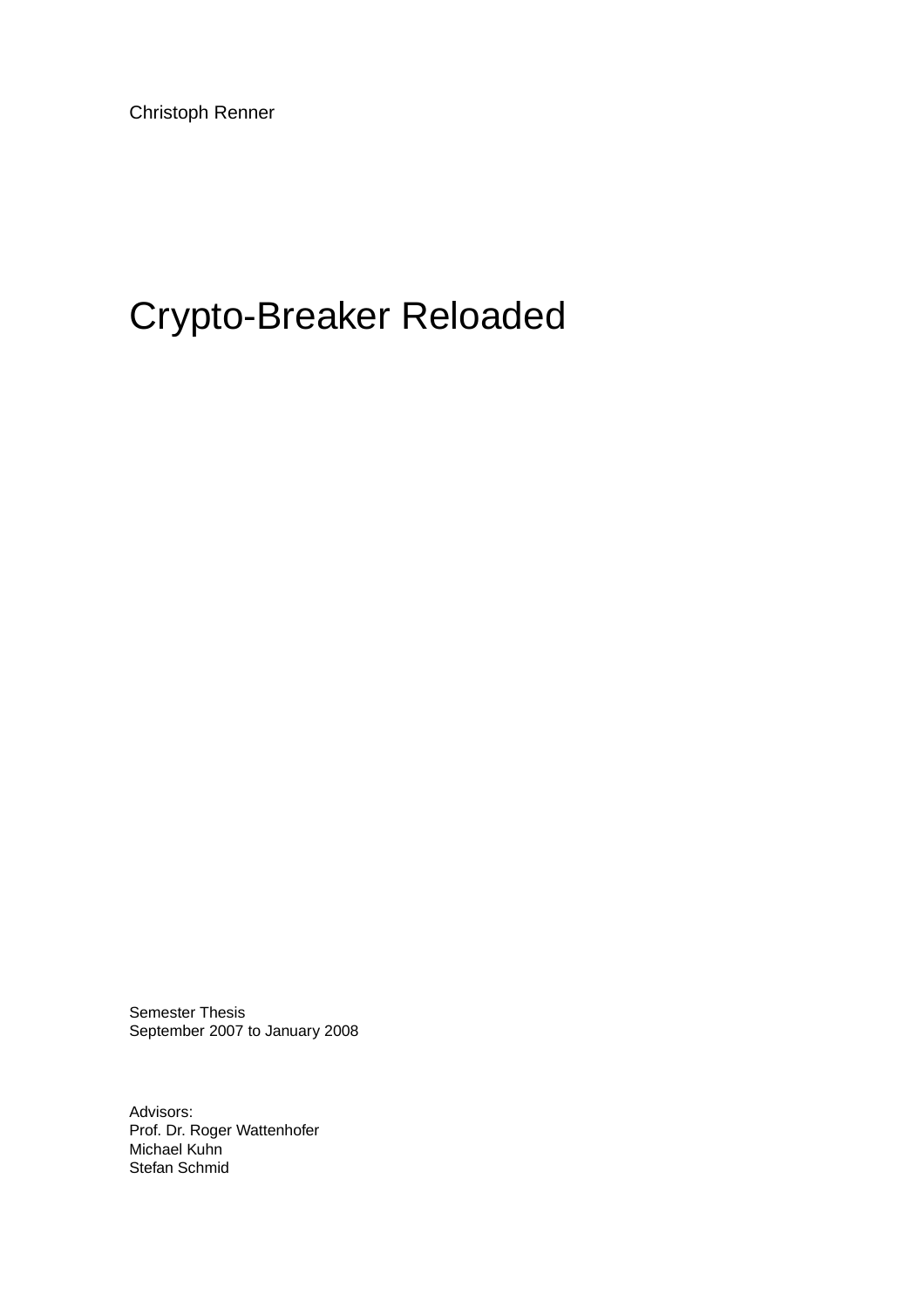Christoph Renner

# Crypto-Breaker Reloaded

Semester Thesis
September 2007 to January 2008

Advisors:
Prof. Dr. Roger Wattenhofer
Michael Kuhn
Stefan Schmid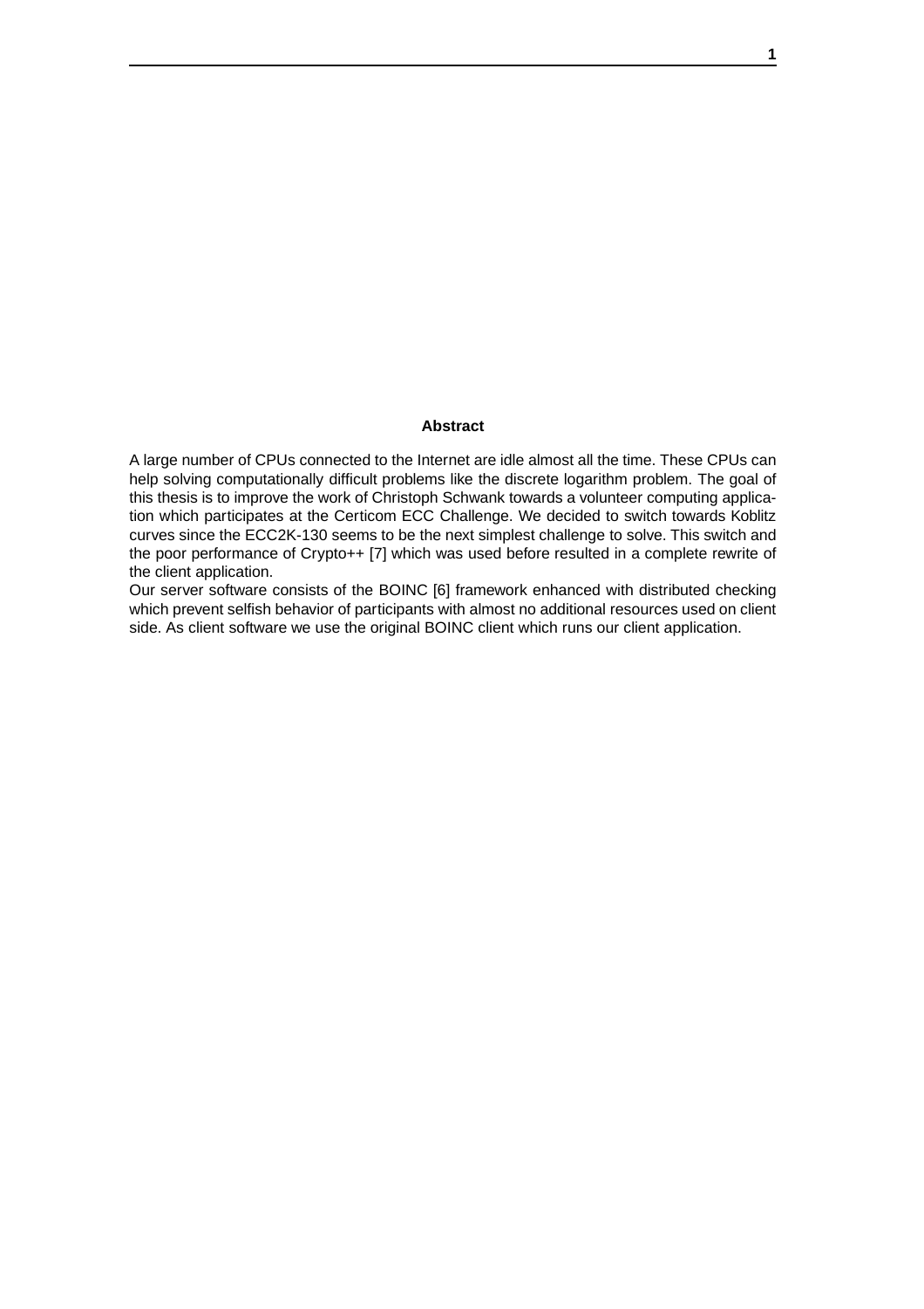## Abstract

A large number of CPUs connected to the Internet are idle almost all the time. These CPUs can help solving computationally difficult problems like the discrete logarithm problem. The goal of this thesis is to improve the work of Christoph Schwank towards a volunteer computing application which participates at the Certicom ECC Challenge. We decided to switch towards Koblitz curves since the ECC2K-130 seems to be the next simplest challenge to solve. This switch and the poor performance of Crypto++ [7] which was used before resulted in a complete rewrite of the client application.

Our server software consists of the BOINC [6] framework enhanced with distributed checking which prevent selfish behavior of participants with almost no additional resources used on client side. As client software we use the original BOINC client which runs our client application.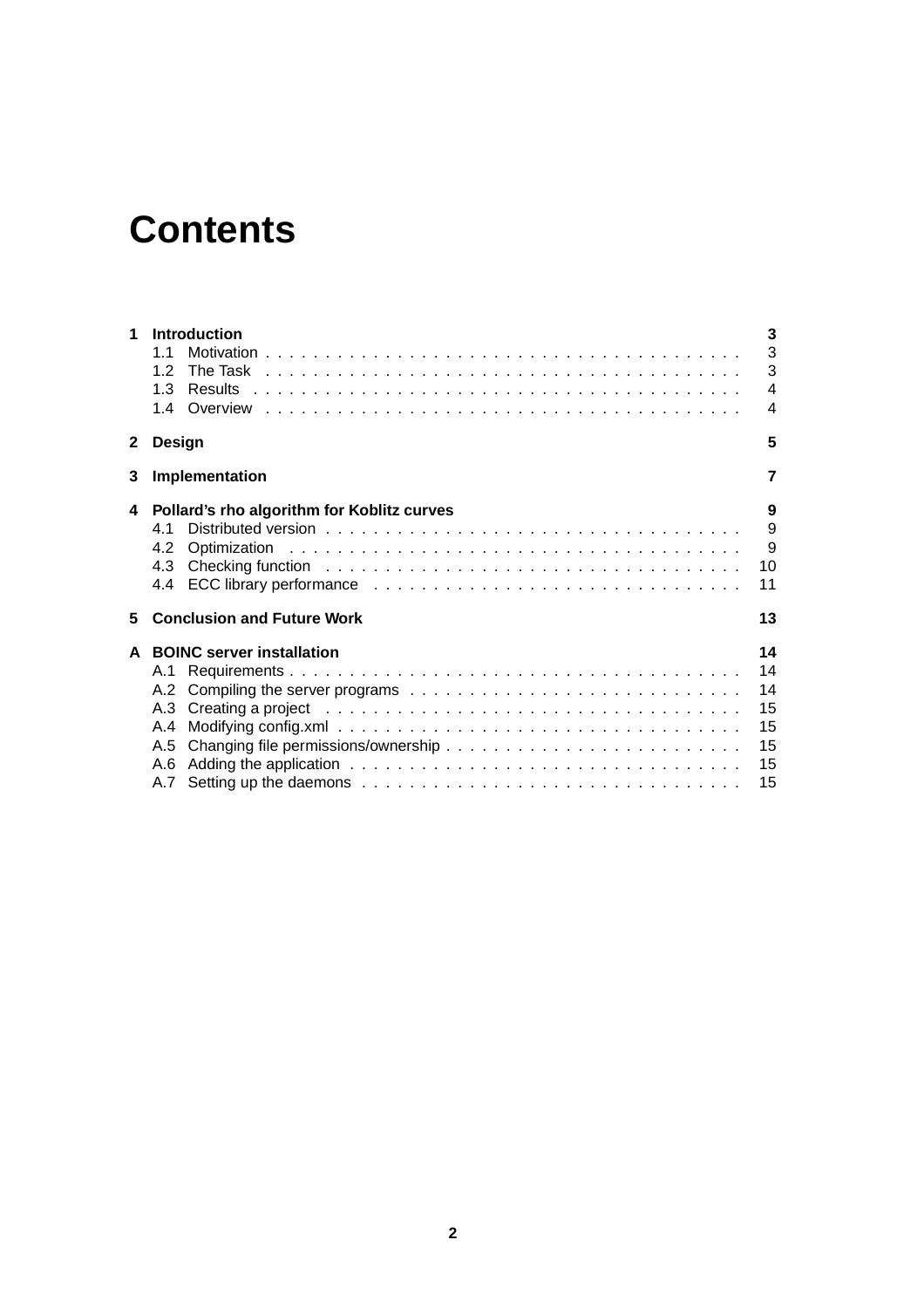# Contents

**1 Introduction** — **3**
- 1.1 Motivation — 3
- 1.2 The Task — 3
- 1.3 Results — 4
- 1.4 Overview — 4

**2 Design** — **5**

**3 Implementation** — **7**

**4 Pollard's rho algorithm for Koblitz curves** — **9**
- 4.1 Distributed version — 9
- 4.2 Optimization — 9
- 4.3 Checking function — 10
- 4.4 ECC library performance — 11

**5 Conclusion and Future Work** — **13**

**A BOINC server installation** — **14**
- A.1 Requirements — 14
- A.2 Compiling the server programs — 14
- A.3 Creating a project — 15
- A.4 Modifying config.xml — 15
- A.5 Changing file permissions/ownership — 15
- A.6 Adding the application — 15
- A.7 Setting up the daemons — 15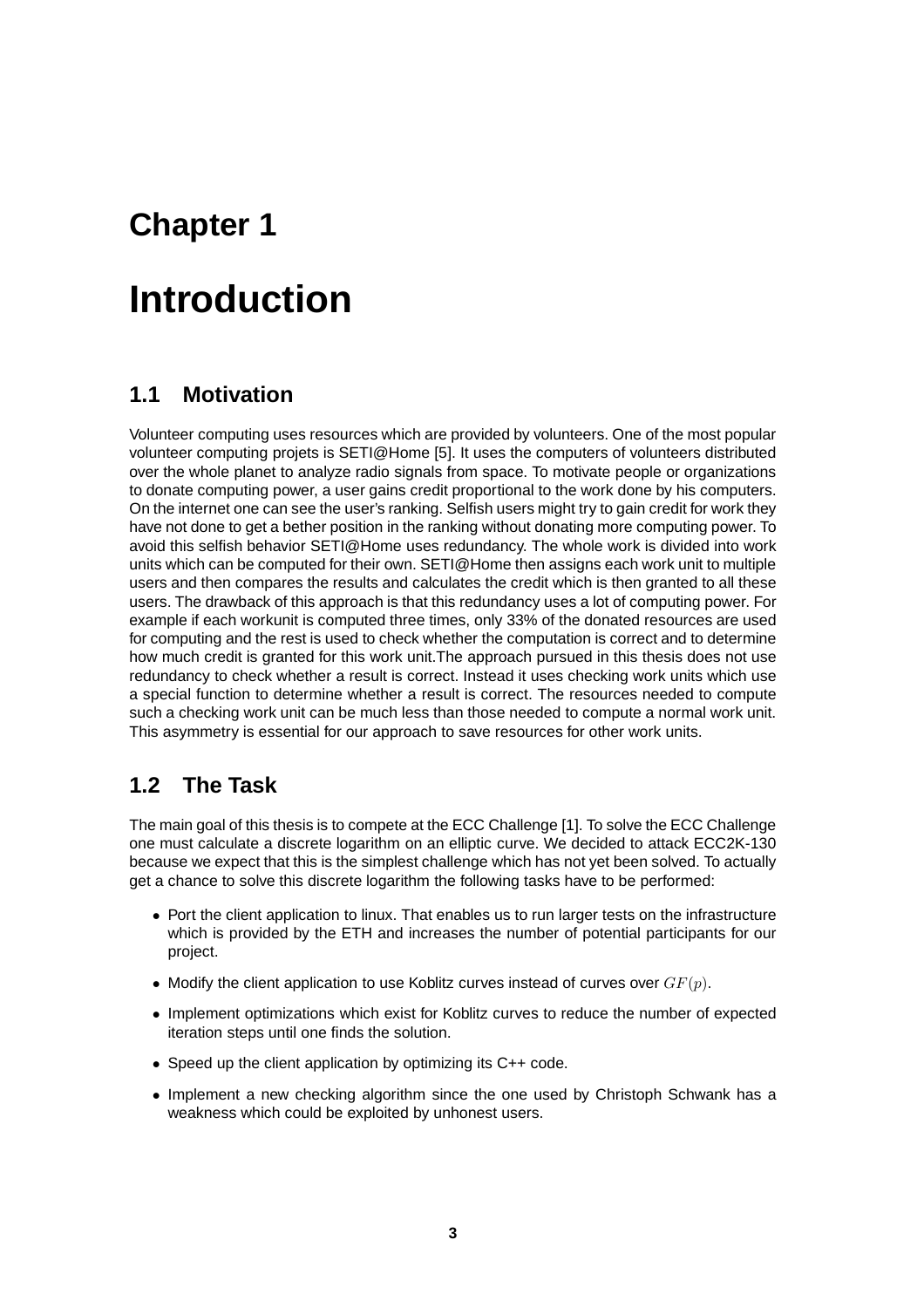# Chapter 1

# Introduction

## 1.1 Motivation

Volunteer computing uses resources which are provided by volunteers. One of the most popular volunteer computing projets is SETI@Home [5]. It uses the computers of volunteers distributed over the whole planet to analyze radio signals from space. To motivate people or organizations to donate computing power, a user gains credit proportional to the work done by his computers. On the internet one can see the user's ranking. Selfish users might try to gain credit for work they have not done to get a bether position in the ranking without donating more computing power. To avoid this selfish behavior SETI@Home uses redundancy. The whole work is divided into work units which can be computed for their own. SETI@Home then assigns each work unit to multiple users and then compares the results and calculates the credit which is then granted to all these users. The drawback of this approach is that this redundancy uses a lot of computing power. For example if each workunit is computed three times, only 33% of the donated resources are used for computing and the rest is used to check whether the computation is correct and to determine how much credit is granted for this work unit.The approach pursued in this thesis does not use redundancy to check whether a result is correct. Instead it uses checking work units which use a special function to determine whether a result is correct. The resources needed to compute such a checking work unit can be much less than those needed to compute a normal work unit. This asymmetry is essential for our approach to save resources for other work units.

## 1.2 The Task

The main goal of this thesis is to compete at the ECC Challenge [1]. To solve the ECC Challenge one must calculate a discrete logarithm on an elliptic curve. We decided to attack ECC2K-130 because we expect that this is the simplest challenge which has not yet been solved. To actually get a chance to solve this discrete logarithm the following tasks have to be performed:

- Port the client application to linux. That enables us to run larger tests on the infrastructure which is provided by the ETH and increases the number of potential participants for our project.
- Modify the client application to use Koblitz curves instead of curves over $GF(p)$.
- Implement optimizations which exist for Koblitz curves to reduce the number of expected iteration steps until one finds the solution.
- Speed up the client application by optimizing its C++ code.
- Implement a new checking algorithm since the one used by Christoph Schwank has a weakness which could be exploited by unhonest users.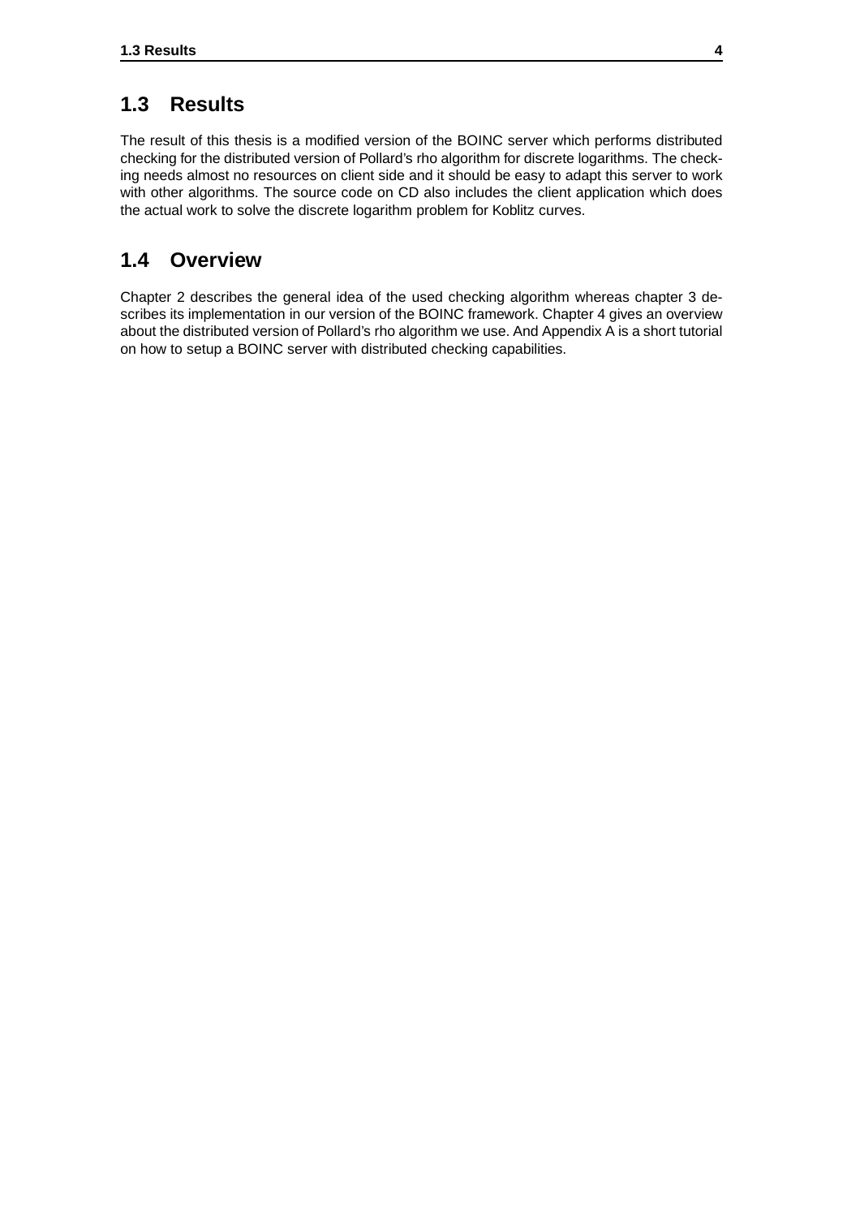## 1.3 Results

The result of this thesis is a modified version of the BOINC server which performs distributed checking for the distributed version of Pollard's rho algorithm for discrete logarithms. The checking needs almost no resources on client side and it should be easy to adapt this server to work with other algorithms. The source code on CD also includes the client application which does the actual work to solve the discrete logarithm problem for Koblitz curves.

## 1.4 Overview

Chapter 2 describes the general idea of the used checking algorithm whereas chapter 3 describes its implementation in our version of the BOINC framework. Chapter 4 gives an overview about the distributed version of Pollard's rho algorithm we use. And Appendix A is a short tutorial on how to setup a BOINC server with distributed checking capabilities.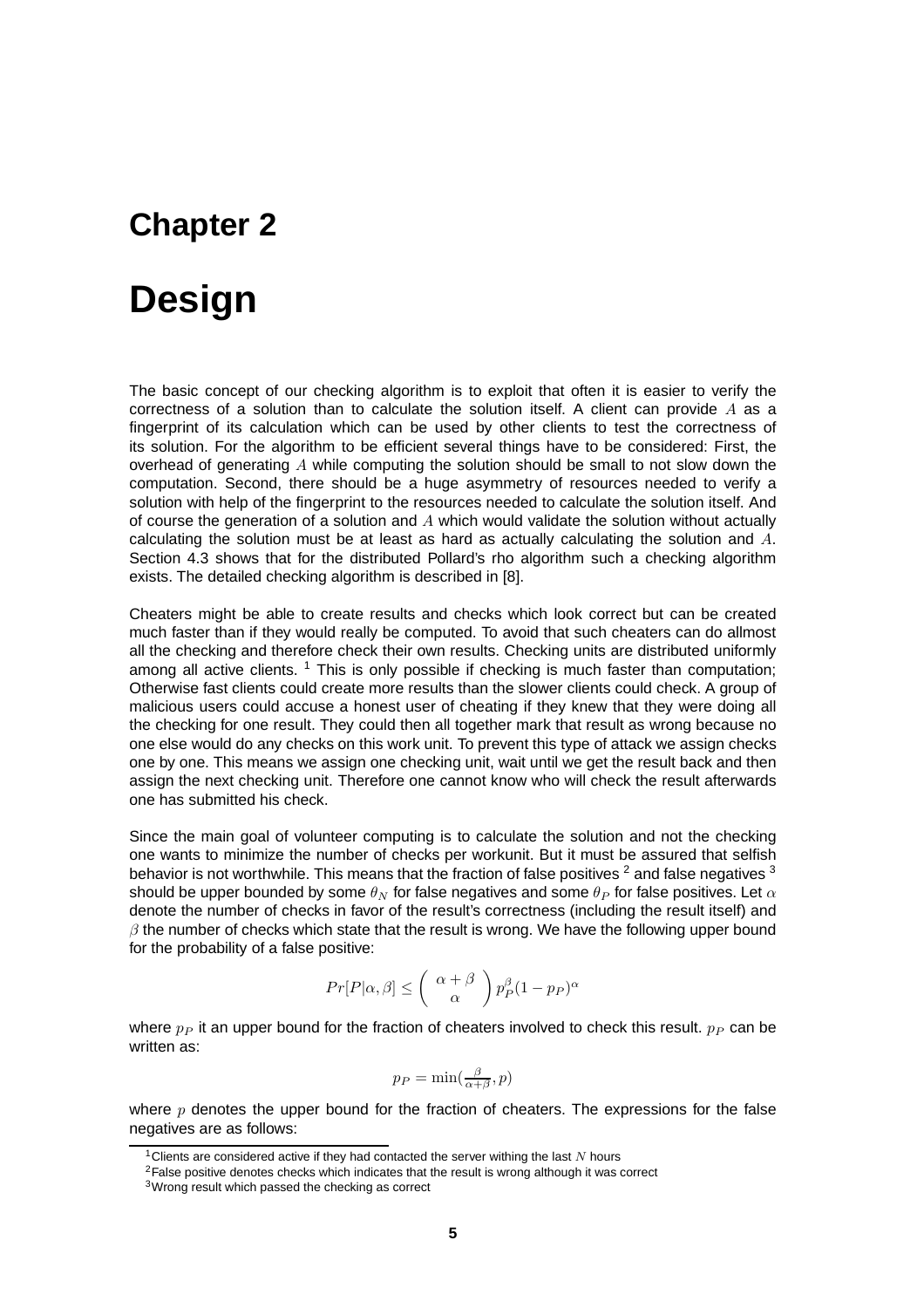# Chapter 2

# Design

The basic concept of our checking algorithm is to exploit that often it is easier to verify the correctness of a solution than to calculate the solution itself. A client can provide $A$ as a fingerprint of its calculation which can be used by other clients to test the correctness of its solution. For the algorithm to be efficient several things have to be considered: First, the overhead of generating $A$ while computing the solution should be small to not slow down the computation. Second, there should be a huge asymmetry of resources needed to verify a solution with help of the fingerprint to the resources needed to calculate the solution itself. And of course the generation of a solution and $A$ which would validate the solution without actually calculating the solution must be at least as hard as actually calculating the solution and $A$. Section 4.3 shows that for the distributed Pollard's rho algorithm such a checking algorithm exists. The detailed checking algorithm is described in [8].

Cheaters might be able to create results and checks which look correct but can be created much faster than if they would really be computed. To avoid that such cheaters can do allmost all the checking and therefore check their own results. Checking units are distributed uniformly among all active clients. [1] This is only possible if checking is much faster than computation; Otherwise fast clients could create more results than the slower clients could check. A group of malicious users could accuse a honest user of cheating if they knew that they were doing all the checking for one result. They could then all together mark that result as wrong because no one else would do any checks on this work unit. To prevent this type of attack we assign checks one by one. This means we assign one checking unit, wait until we get the result back and then assign the next checking unit. Therefore one cannot know who will check the result afterwards one has submitted his check.

Since the main goal of volunteer computing is to calculate the solution and not the checking one wants to minimize the number of checks per workunit. But it must be assured that selfish behavior is not worthwhile. This means that the fraction of false positives [2] and false negatives [3] should be upper bounded by some $\theta_N$ for false negatives and some $\theta_P$ for false positives. Let $\alpha$ denote the number of checks in favor of the result's correctness (including the result itself) and $\beta$ the number of checks which state that the result is wrong. We have the following upper bound for the probability of a false positive:

$$Pr[P|\alpha, \beta] \leq \binom{\alpha + \beta}{\alpha} p_P^{\beta}(1 - p_P)^{\alpha}$$

where $p_P$ it an upper bound for the fraction of cheaters involved to check this result. $p_P$ can be written as:

$$p_P = \min(\tfrac{\beta}{\alpha+\beta}, p)$$

where $p$ denotes the upper bound for the fraction of cheaters. The expressions for the false negatives are as follows:

[1] Clients are considered active if they had contacted the server withing the last $N$ hours

[2] False positive denotes checks which indicates that the result is wrong although it was correct

[3] Wrong result which passed the checking as correct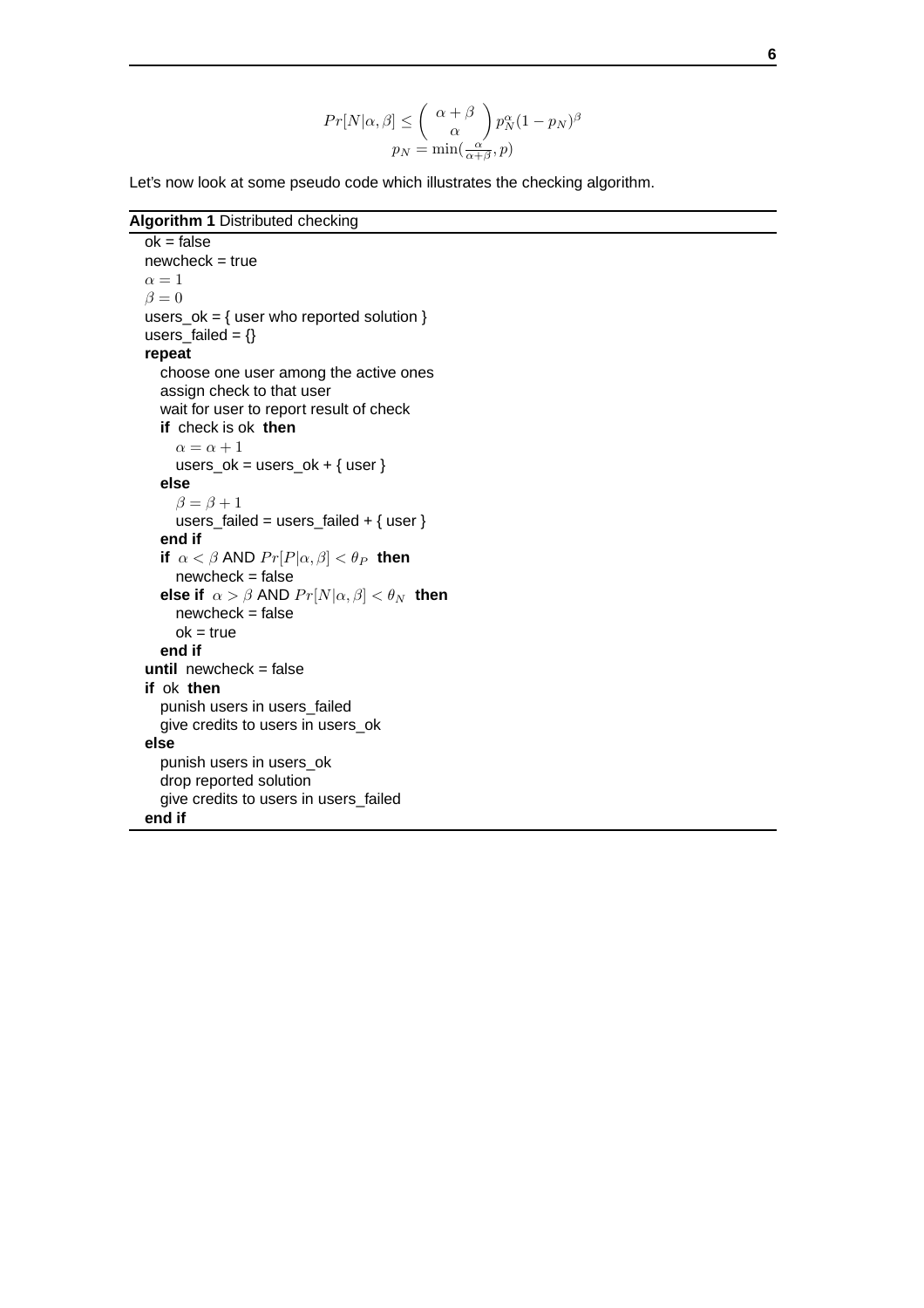$$Pr[N|\alpha,\beta] \leq \binom{\alpha+\beta}{\alpha} p_N^{\alpha}(1-p_N)^{\beta}$$
$$p_N = \min(\tfrac{\alpha}{\alpha+\beta}, p)$$

Let's now look at some pseudo code which illustrates the checking algorithm.

**Algorithm 1** Distributed checking

```
ok = false
newcheck = true
α = 1
β = 0
users_ok = { user who reported solution }
users_failed = {}
repeat
   choose one user among the active ones
   assign check to that user
   wait for user to report result of check
   if check is ok then
      α = α + 1
      users_ok = users_ok + { user }
   else
      β = β + 1
      users_failed = users_failed + { user }
   end if
   if α < β AND Pr[P|α, β] < θ_P then
      newcheck = false
   else if α > β AND Pr[N|α, β] < θ_N then
      newcheck = false
      ok = true
   end if
until newcheck = false
if ok then
   punish users in users_failed
   give credits to users in users_ok
else
   punish users in users_ok
   drop reported solution
   give credits to users in users_failed
end if
```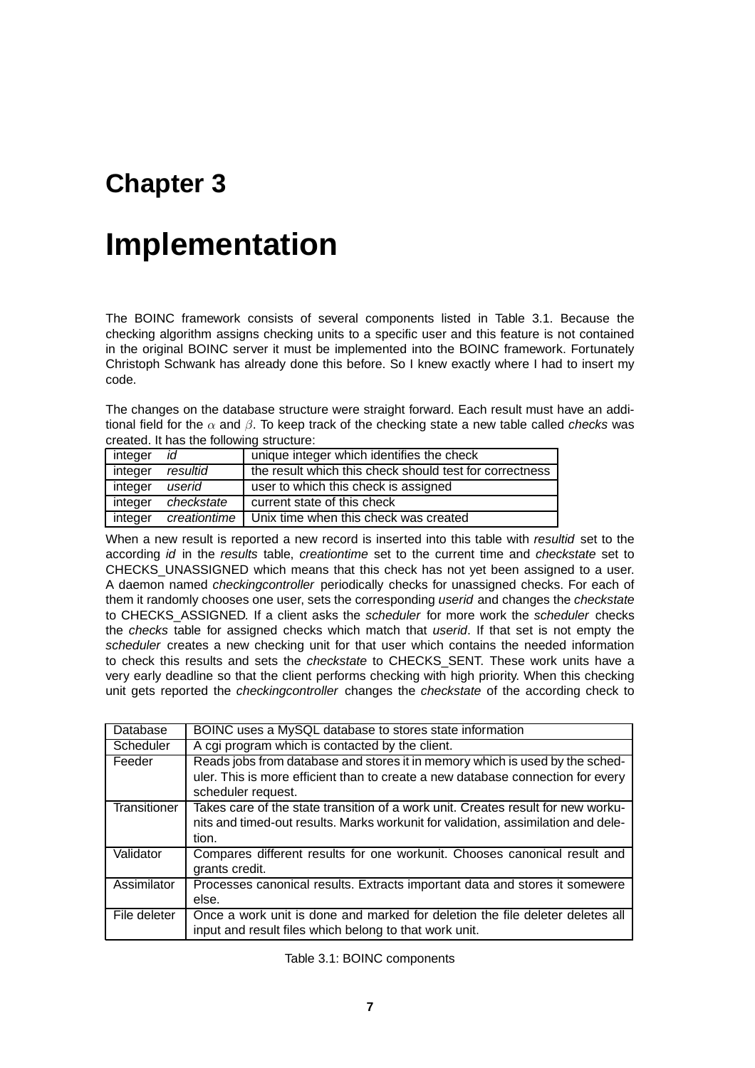# Chapter 3

# Implementation

The BOINC framework consists of several components listed in Table 3.1. Because the checking algorithm assigns checking units to a specific user and this feature is not contained in the original BOINC server it must be implemented into the BOINC framework. Fortunately Christoph Schwank has already done this before. So I knew exactly where I had to insert my code.

The changes on the database structure were straight forward. Each result must have an additional field for the $\alpha$ and $\beta$. To keep track of the checking state a new table called *checks* was created. It has the following structure:

| | | |
|---|---|---|
| integer | *id* | unique integer which identifies the check |
| integer | *resultid* | the result which this check should test for correctness |
| integer | *userid* | user to which this check is assigned |
| integer | *checkstate* | current state of this check |
| integer | *creationtime* | Unix time when this check was created |

When a new result is reported a new record is inserted into this table with *resultid* set to the according *id* in the *results* table, *creationtime* set to the current time and *checkstate* set to CHECKS_UNASSIGNED which means that this check has not yet been assigned to a user. A daemon named *checkingcontroller* periodically checks for unassigned checks. For each of them it randomly chooses one user, sets the corresponding *userid* and changes the *checkstate* to CHECKS_ASSIGNED. If a client asks the *scheduler* for more work the *scheduler* checks the *checks* table for assigned checks which match that *userid*. If that set is not empty the *scheduler* creates a new checking unit for that user which contains the needed information to check this results and sets the *checkstate* to CHECKS_SENT. These work units have a very early deadline so that the client performs checking with high priority. When this checking unit gets reported the *checkingcontroller* changes the *checkstate* of the according check to

| | |
|---|---|
| Database | BOINC uses a MySQL database to stores state information |
| Scheduler | A cgi program which is contacted by the client. |
| Feeder | Reads jobs from database and stores it in memory which is used by the scheduler. This is more efficient than to create a new database connection for every scheduler request. |
| Transitioner | Takes care of the state transition of a work unit. Creates result for new workunits and timed-out results. Marks workunit for validation, assimilation and deletion. |
| Validator | Compares different results for one workunit. Chooses canonical result and grants credit. |
| Assimilator | Processes canonical results. Extracts important data and stores it somewere else. |
| File deleter | Once a work unit is done and marked for deletion the file deleter deletes all input and result files which belong to that work unit. |

Table 3.1: BOINC components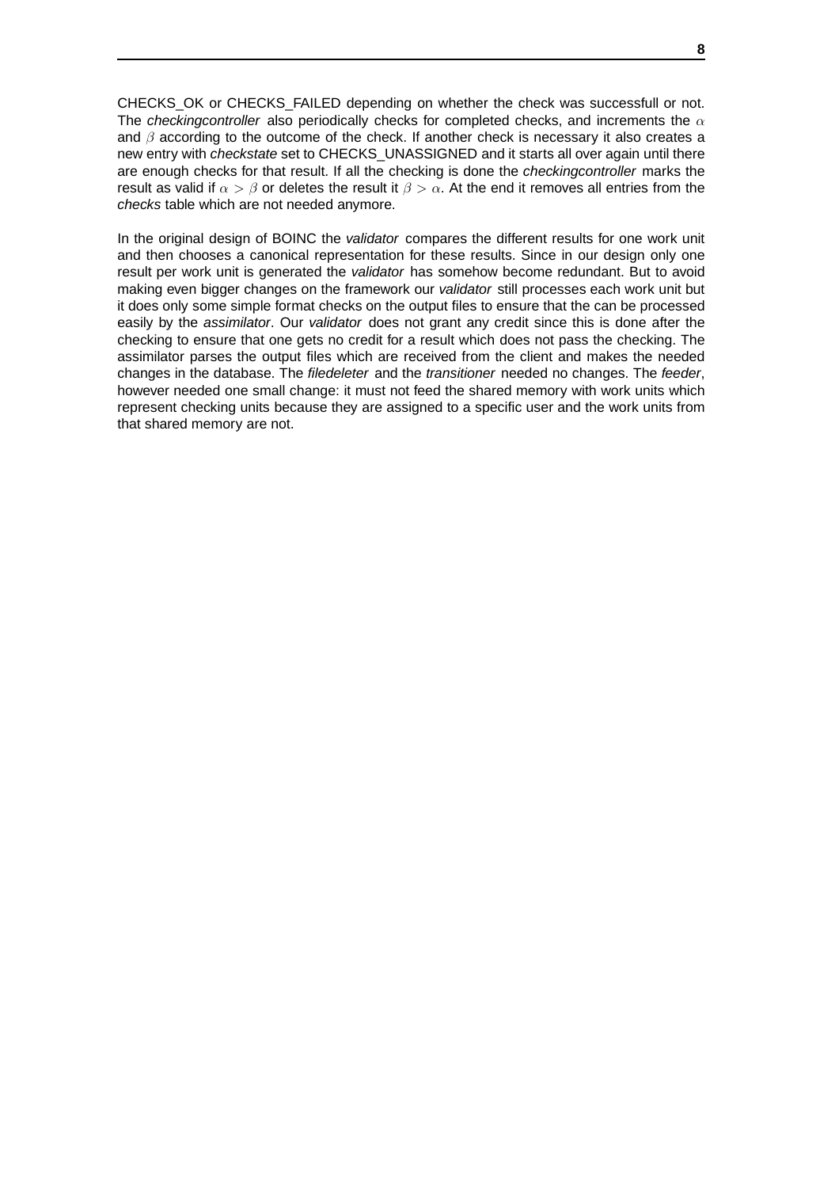CHECKS_OK or CHECKS_FAILED depending on whether the check was successfull or not. The *checkingcontroller* also periodically checks for completed checks, and increments the $\alpha$ and $\beta$ according to the outcome of the check. If another check is necessary it also creates a new entry with *checkstate* set to CHECKS_UNASSIGNED and it starts all over again until there are enough checks for that result. If all the checking is done the *checkingcontroller* marks the result as valid if $\alpha > \beta$ or deletes the result it $\beta > \alpha$. At the end it removes all entries from the *checks* table which are not needed anymore.

In the original design of BOINC the *validator* compares the different results for one work unit and then chooses a canonical representation for these results. Since in our design only one result per work unit is generated the *validator* has somehow become redundant. But to avoid making even bigger changes on the framework our *validator* still processes each work unit but it does only some simple format checks on the output files to ensure that the can be processed easily by the *assimilator*. Our *validator* does not grant any credit since this is done after the checking to ensure that one gets no credit for a result which does not pass the checking. The assimilator parses the output files which are received from the client and makes the needed changes in the database. The *filedeleter* and the *transitioner* needed no changes. The *feeder*, however needed one small change: it must not feed the shared memory with work units which represent checking units because they are assigned to a specific user and the work units from that shared memory are not.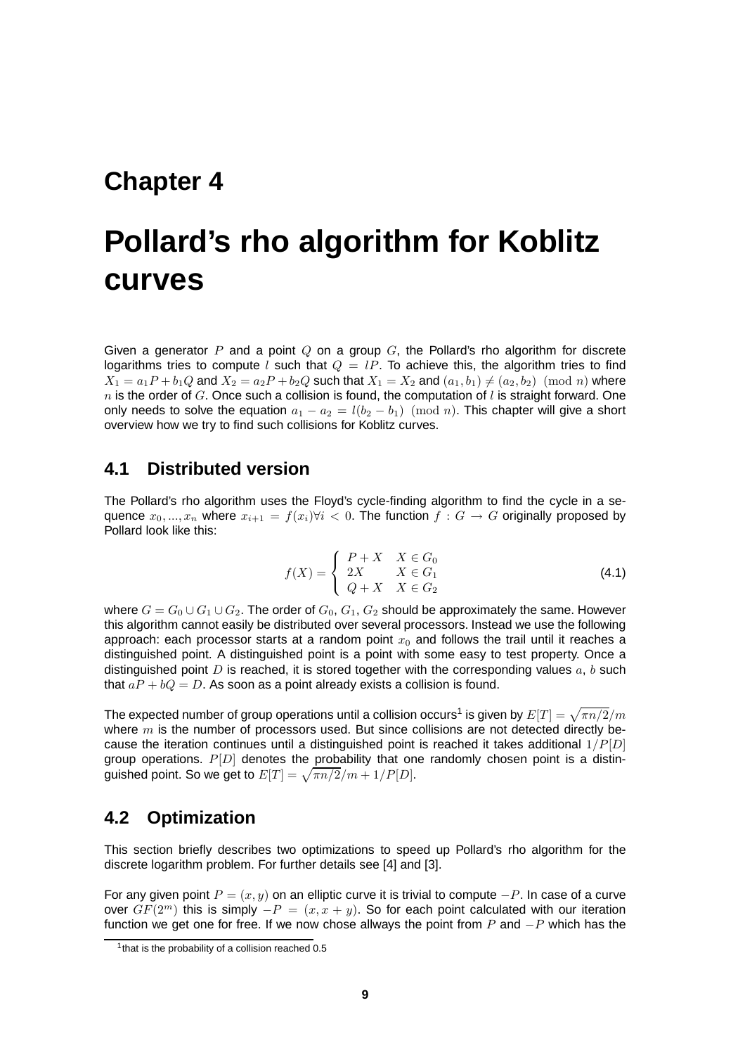# Chapter 4

# Pollard's rho algorithm for Koblitz curves

Given a generator $P$ and a point $Q$ on a group $G$, the Pollard's rho algorithm for discrete logarithms tries to compute $l$ such that $Q = lP$. To achieve this, the algorithm tries to find $X_1 = a_1P + b_1Q$ and $X_2 = a_2P + b_2Q$ such that $X_1 = X_2$ and $(a_1, b_1) \neq (a_2, b_2) \pmod{n}$ where $n$ is the order of $G$. Once such a collision is found, the computation of $l$ is straight forward. One only needs to solve the equation $a_1 - a_2 = l(b_2 - b_1) \pmod{n}$. This chapter will give a short overview how we try to find such collisions for Koblitz curves.

## 4.1 Distributed version

The Pollard's rho algorithm uses the Floyd's cycle-finding algorithm to find the cycle in a sequence $x_0, ..., x_n$ where $x_{i+1} = f(x_i) \forall i < 0$. The function $f : G \to G$ originally proposed by Pollard look like this:

$$f(X) = \begin{cases} P + X & X \in G_0 \\ 2X & X \in G_1 \\ Q + X & X \in G_2 \end{cases} \tag{4.1}$$

where $G = G_0 \cup G_1 \cup G_2$. The order of $G_0$, $G_1$, $G_2$ should be approximately the same. However this algorithm cannot easily be distributed over several processors. Instead we use the following approach: each processor starts at a random point $x_0$ and follows the trail until it reaches a distinguished point. A distinguished point is a point with some easy to test property. Once a distinguished point $D$ is reached, it is stored together with the corresponding values $a$, $b$ such that $aP + bQ = D$. As soon as a point already exists a collision is found.

The expected number of group operations until a collision occurs[1] is given by $E[T] = \sqrt{\pi n/2}/m$ where $m$ is the number of processors used. But since collisions are not detected directly because the iteration continues until a distinguished point is reached it takes additional $1/P[D]$ group operations. $P[D]$ denotes the probability that one randomly chosen point is a distinguished point. So we get to $E[T] = \sqrt{\pi n/2}/m + 1/P[D]$.

## 4.2 Optimization

This section briefly describes two optimizations to speed up Pollard's rho algorithm for the discrete logarithm problem. For further details see [4] and [3].

For any given point $P = (x, y)$ on an elliptic curve it is trivial to compute $-P$. In case of a curve over $GF(2^m)$ this is simply $-P = (x, x + y)$. So for each point calculated with our iteration function we get one for free. If we now chose allways the point from $P$ and $-P$ which has the

[1] that is the probability of a collision reached 0.5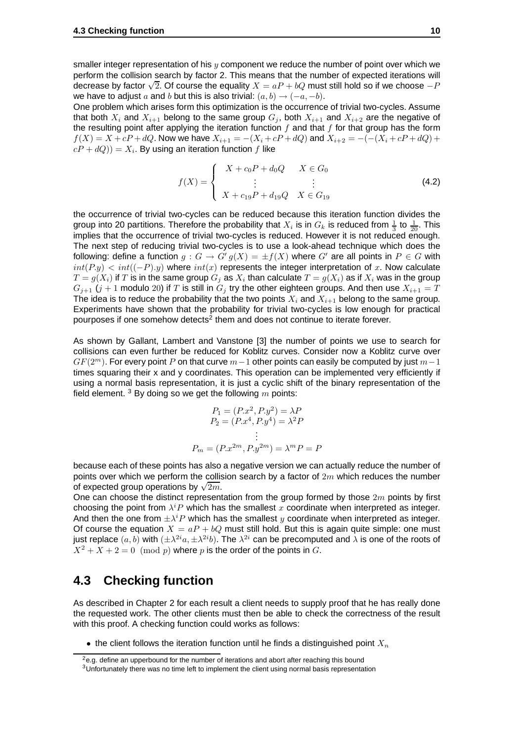smaller integer representation of his $y$ component we reduce the number of point over which we perform the collision search by factor 2. This means that the number of expected iterations will decrease by factor $\sqrt{2}$. Of course the equality $X = aP + bQ$ must still hold so if we choose $-P$ we have to adjust $a$ and $b$ but this is also trivial: $(a, b) \rightarrow (-a, -b)$.
One problem which arises form this optimization is the occurrence of trivial two-cycles. Assume that both $X_i$ and $X_{i+1}$ belong to the same group $G_j$, both $X_{i+1}$ and $X_{i+2}$ are the negative of the resulting point after applying the iteration function $f$ and that $f$ for that group has the form $f(X) = X + cP + dQ$. Now we have $X_{i+1} = -(X_i + cP + dQ)$ and $X_{i+2} = -(-(X_i + cP + dQ) + cP + dQ)) = X_i$. By using an iteration function $f$ like

$$f(X) = \begin{cases} X + c_0P + d_0Q & X \in G_0 \\ \vdots & \vdots \\ X + c_{19}P + d_{19}Q & X \in G_{19} \end{cases} \tag{4.2}$$

the occurrence of trivial two-cycles can be reduced because this iteration function divides the group into 20 partitions. Therefore the probability that $X_i$ is in $G_k$ is reduced from $\frac{1}{3}$ to $\frac{1}{20}$. This implies that the occurrence of trivial two-cycles is reduced. However it is not reduced enough. The next step of reducing trivial two-cycles is to use a look-ahead technique which does the following: define a function $g : G \rightarrow G'$ $g(X) = \pm f(X)$ where $G'$ are all points in $P \in G$ with $int(P.y) < int((-P).y)$ where $int(x)$ represents the integer interpretation of $x$. Now calculate $T = g(X_i)$ if $T$ is in the same group $G_j$ as $X_i$ than calculate $T = g(X_i)$ as if $X_i$ was in the group $G_{j+1}$ ($j + 1$ modulo 20) if $T$ is still in $G_j$ try the other eighteen groups. And then use $X_{i+1} = T$ The idea is to reduce the probability that the two points $X_i$ and $X_{i+1}$ belong to the same group. Experiments have shown that the probability for trivial two-cycles is low enough for practical pourposes if one somehow detects[2] them and does not continue to iterate forever.

As shown by Gallant, Lambert and Vanstone [3] the number of points we use to search for collisions can even further be reduced for Koblitz curves. Consider now a Koblitz curve over $GF(2^m)$. For every point $P$ on that curve $m-1$ other points can easily be computed by just $m-1$ times squaring their x and y coordinates. This operation can be implemented very efficiently if using a normal basis representation, it is just a cyclic shift of the binary representation of the field element. [3] By doing so we get the following $m$ points:

$$\begin{gathered} P_1 = (P.x^2, P.y^2) = \lambda P \\ P_2 = (P.x^4, P.y^4) = \lambda^2 P \\ \vdots \\ P_m = (P.x^{2m}, P.y^{2m}) = \lambda^m P = P \end{gathered}$$

because each of these points has also a negative version we can actually reduce the number of points over which we perform the collision search by a factor of $2m$ which reduces the number of expected group operations by $\sqrt{2m}$.
One can choose the distinct representation from the group formed by those $2m$ points by first choosing the point from $\lambda^i P$ which has the smallest $x$ coordinate when interpreted as integer. And then the one from $\pm\lambda^i P$ which has the smallest $y$ coordinate when interpreted as integer. Of course the equation $X = aP + bQ$ must still hold. But this is again quite simple: one must just replace $(a, b)$ with $(\pm\lambda^{2i}a, \pm\lambda^{2i}b)$. The $\lambda^{2i}$ can be precomputed and $\lambda$ is one of the roots of $X^2 + X + 2 = 0 \pmod{p}$ where $p$ is the order of the points in $G$.

## 4.3 Checking function

As described in Chapter 2 for each result a client needs to supply proof that he has really done the requested work. The other clients must then be able to check the correctness of the result with this proof. A checking function could works as follows:

- the client follows the iteration function until he finds a distinguished point $X_n$

[2] e.g. define an upperbound for the number of iterations and abort after reaching this bound

[3] Unfortunately there was no time left to implement the client using normal basis representation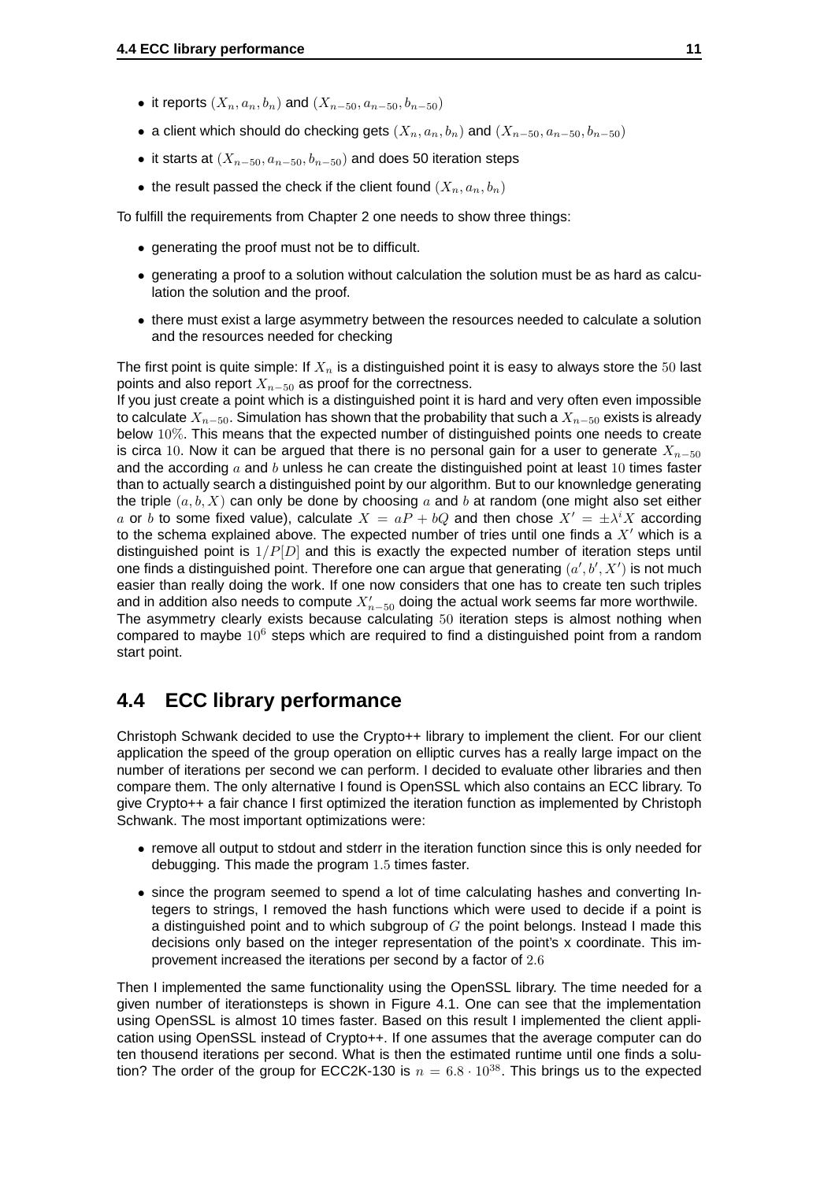- it reports $(X_n, a_n, b_n)$ and $(X_{n-50}, a_{n-50}, b_{n-50})$
- a client which should do checking gets $(X_n, a_n, b_n)$ and $(X_{n-50}, a_{n-50}, b_{n-50})$
- it starts at $(X_{n-50}, a_{n-50}, b_{n-50})$ and does 50 iteration steps
- the result passed the check if the client found $(X_n, a_n, b_n)$

To fulfill the requirements from Chapter 2 one needs to show three things:

- generating the proof must not be to difficult.
- generating a proof to a solution without calculation the solution must be as hard as calculation the solution and the proof.
- there must exist a large asymmetry between the resources needed to calculate a solution and the resources needed for checking

The first point is quite simple: If $X_n$ is a distinguished point it is easy to always store the $50$ last points and also report $X_{n-50}$ as proof for the correctness.
If you just create a point which is a distinguished point it is hard and very often even impossible to calculate $X_{n-50}$. Simulation has shown that the probability that such a $X_{n-50}$ exists is already below $10\%$. This means that the expected number of distinguished points one needs to create is circa $10$. Now it can be argued that there is no personal gain for a user to generate $X_{n-50}$ and the according $a$ and $b$ unless he can create the distinguished point at least $10$ times faster than to actually search a distinguished point by our algorithm. But to our knownledge generating the triple $(a, b, X)$ can only be done by choosing $a$ and $b$ at random (one might also set either $a$ or $b$ to some fixed value), calculate $X = aP + bQ$ and then chose $X' = \pm\lambda^i X$ according to the schema explained above. The expected number of tries until one finds a $X'$ which is a distinguished point is $1/P[D]$ and this is exactly the expected number of iteration steps until one finds a distinguished point. Therefore one can argue that generating $(a', b', X')$ is not much easier than really doing the work. If one now considers that one has to create ten such triples and in addition also needs to compute $X'_{n-50}$ doing the actual work seems far more worthwile.
The asymmetry clearly exists because calculating $50$ iteration steps is almost nothing when compared to maybe $10^6$ steps which are required to find a distinguished point from a random start point.

## 4.4 ECC library performance

Christoph Schwank decided to use the Crypto++ library to implement the client. For our client application the speed of the group operation on elliptic curves has a really large impact on the number of iterations per second we can perform. I decided to evaluate other libraries and then compare them. The only alternative I found is OpenSSL which also contains an ECC library. To give Crypto++ a fair chance I first optimized the iteration function as implemented by Christoph Schwank. The most important optimizations were:

- remove all output to stdout and stderr in the iteration function since this is only needed for debugging. This made the program $1.5$ times faster.
- since the program seemed to spend a lot of time calculating hashes and converting Integers to strings, I removed the hash functions which were used to decide if a point is a distinguished point and to which subgroup of $G$ the point belongs. Instead I made this decisions only based on the integer representation of the point's x coordinate. This improvement increased the iterations per second by a factor of $2.6$

Then I implemented the same functionality using the OpenSSL library. The time needed for a given number of iterationsteps is shown in Figure 4.1. One can see that the implementation using OpenSSL is almost 10 times faster. Based on this result I implemented the client application using OpenSSL instead of Crypto++. If one assumes that the average computer can do ten thousend iterations per second. What is then the estimated runtime until one finds a solution? The order of the group for ECC2K-130 is $n = 6.8 \cdot 10^{38}$. This brings us to the expected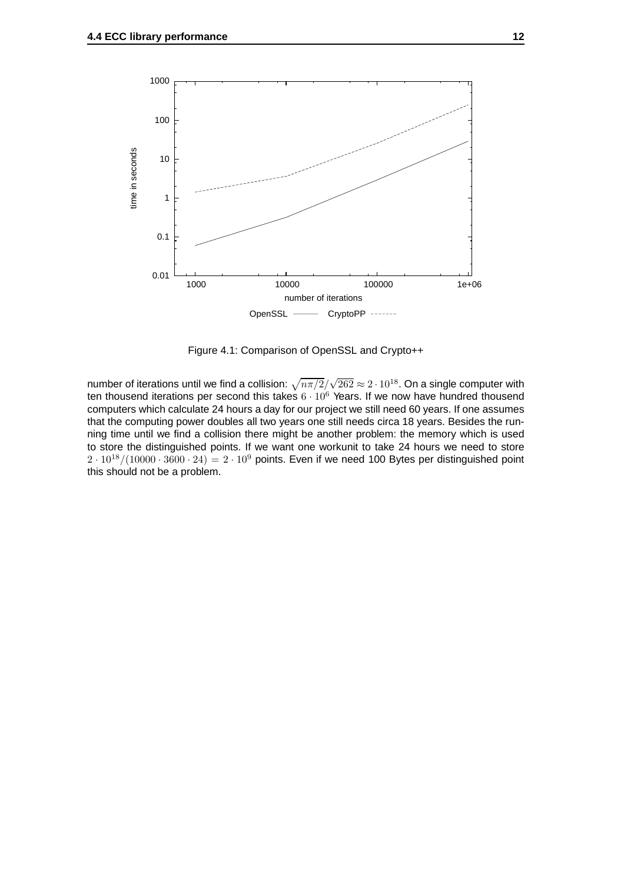Figure 4.1: Comparison of OpenSSL and Crypto++

number of iterations until we find a collision: $\sqrt{n\pi/2}/\sqrt{262} \approx 2 \cdot 10^{18}$. On a single computer with ten thousend iterations per second this takes $6 \cdot 10^6$ Years. If we now have hundred thousend computers which calculate 24 hours a day for our project we still need 60 years. If one assumes that the computing power doubles all two years one still needs circa 18 years. Besides the running time until we find a collision there might be another problem: the memory which is used to store the distinguished points. If we want one workunit to take 24 hours we need to store $2 \cdot 10^{18}/(10000 \cdot 3600 \cdot 24) = 2 \cdot 10^9$ points. Even if we need 100 Bytes per distinguished point this should not be a problem.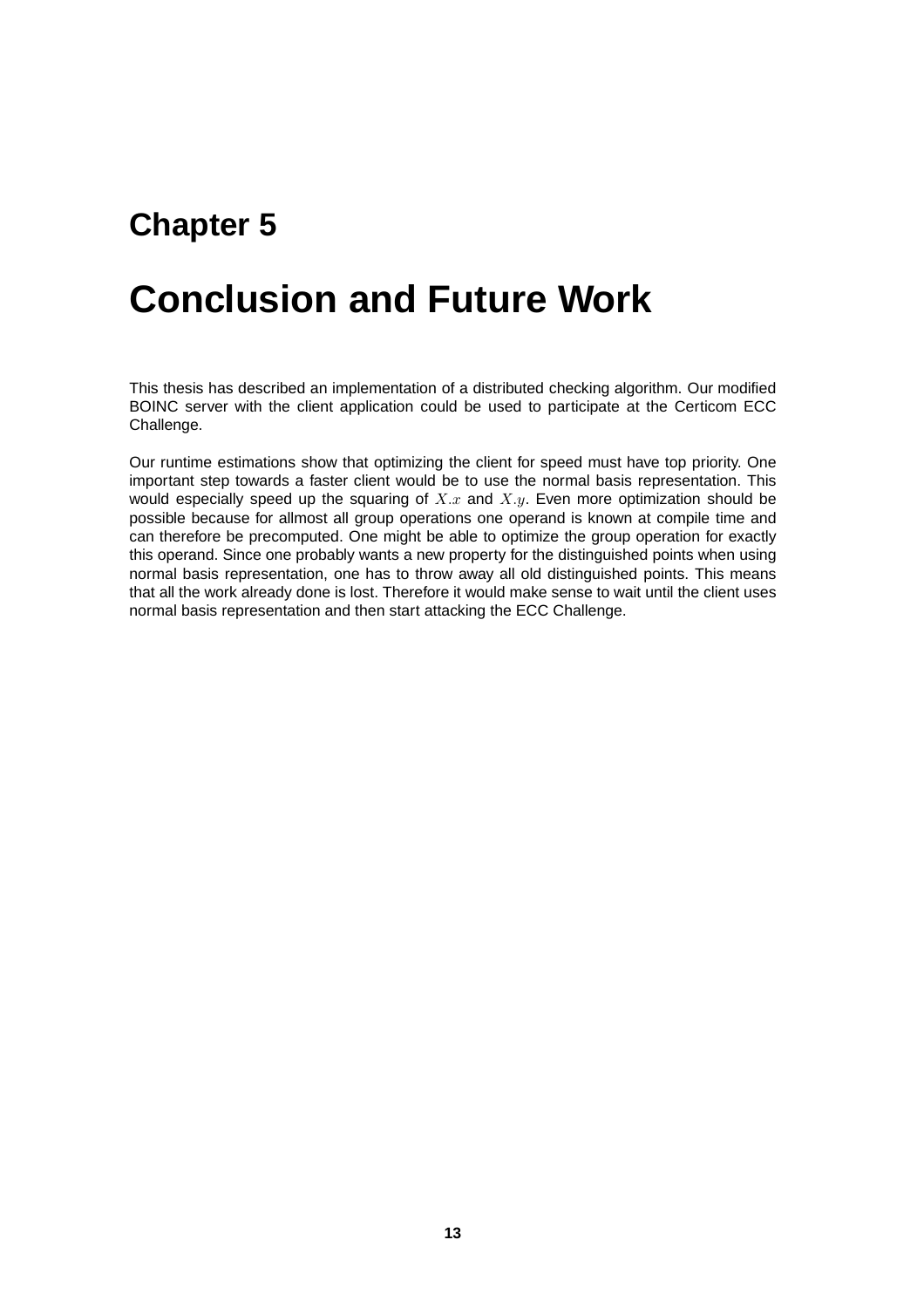# Chapter 5

# Conclusion and Future Work

This thesis has described an implementation of a distributed checking algorithm. Our modified BOINC server with the client application could be used to participate at the Certicom ECC Challenge.

Our runtime estimations show that optimizing the client for speed must have top priority. One important step towards a faster client would be to use the normal basis representation. This would especially speed up the squaring of $X.x$ and $X.y$. Even more optimization should be possible because for allmost all group operations one operand is known at compile time and can therefore be precomputed. One might be able to optimize the group operation for exactly this operand. Since one probably wants a new property for the distinguished points when using normal basis representation, one has to throw away all old distinguished points. This means that all the work already done is lost. Therefore it would make sense to wait until the client uses normal basis representation and then start attacking the ECC Challenge.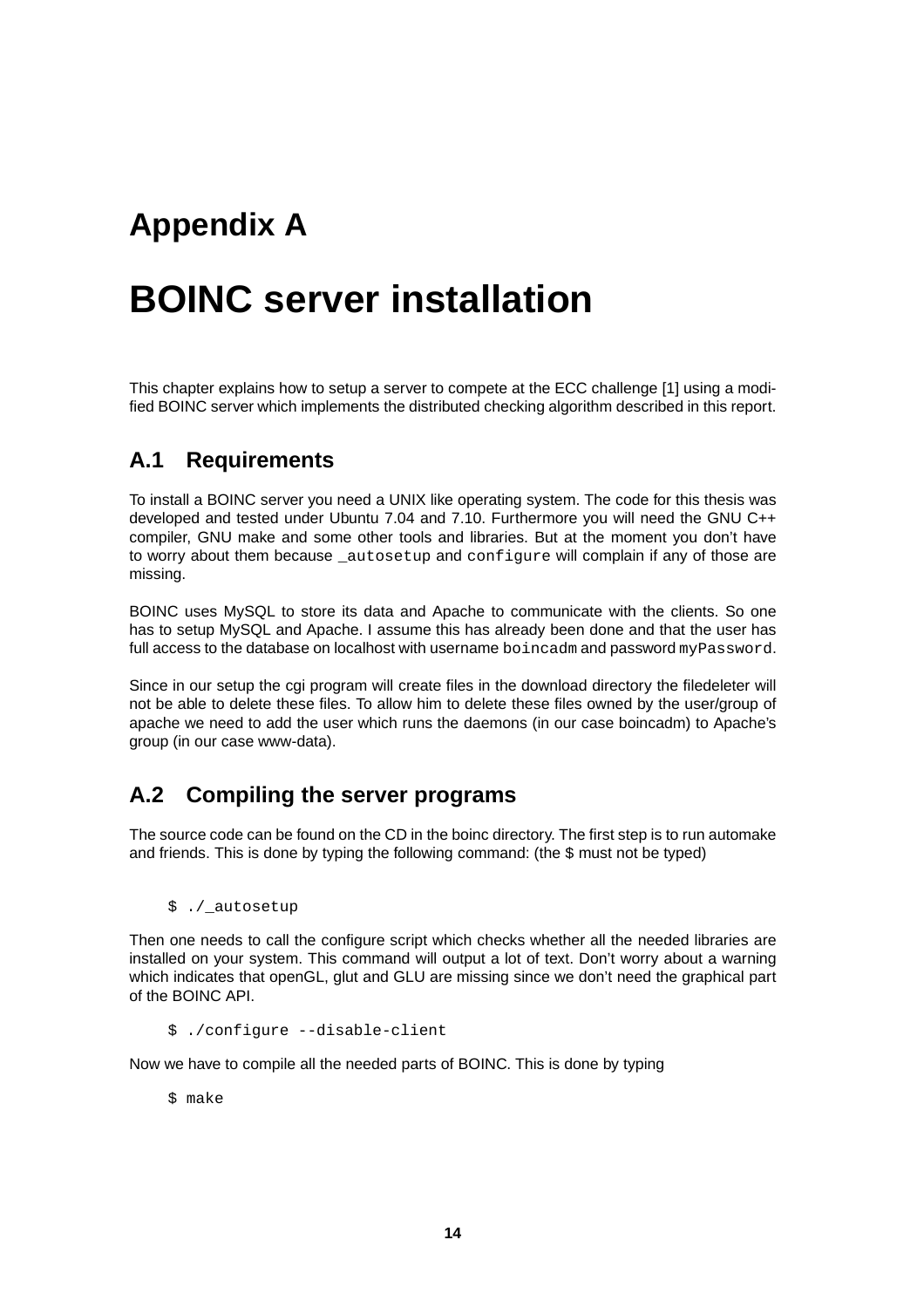# Appendix A

# BOINC server installation

This chapter explains how to setup a server to compete at the ECC challenge [1] using a modified BOINC server which implements the distributed checking algorithm described in this report.

## A.1 Requirements

To install a BOINC server you need a UNIX like operating system. The code for this thesis was developed and tested under Ubuntu 7.04 and 7.10. Furthermore you will need the GNU C++ compiler, GNU make and some other tools and libraries. But at the moment you don't have to worry about them because `_autosetup` and `configure` will complain if any of those are missing.

BOINC uses MySQL to store its data and Apache to communicate with the clients. So one has to setup MySQL and Apache. I assume this has already been done and that the user has full access to the database on localhost with username `boincadm` and password `myPassword`.

Since in our setup the cgi program will create files in the download directory the filedeleter will not be able to delete these files. To allow him to delete these files owned by the user/group of apache we need to add the user which runs the daemons (in our case boincadm) to Apache's group (in our case www-data).

## A.2 Compiling the server programs

The source code can be found on the CD in the boinc directory. The first step is to run automake and friends. This is done by typing the following command: (the $ must not be typed)

```
$ ./_autosetup
```

Then one needs to call the configure script which checks whether all the needed libraries are installed on your system. This command will output a lot of text. Don't worry about a warning which indicates that openGL, glut and GLU are missing since we don't need the graphical part of the BOINC API.

```
$ ./configure --disable-client
```

Now we have to compile all the needed parts of BOINC. This is done by typing

```
$ make
```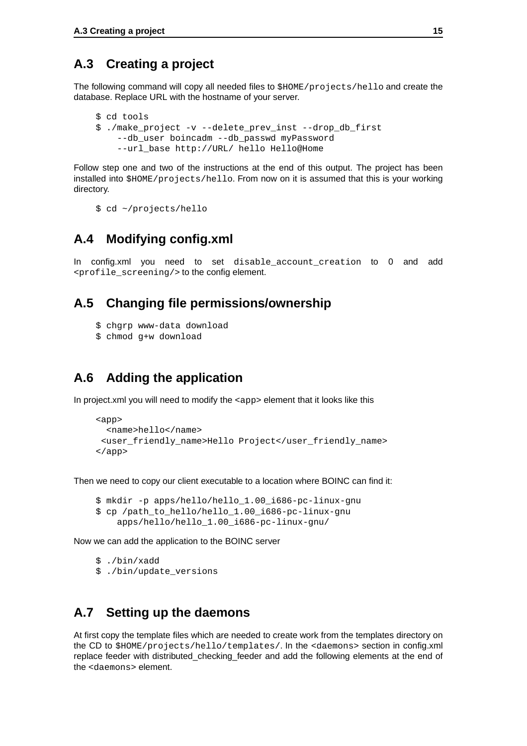## A.3 Creating a project

The following command will copy all needed files to `$HOME/projects/hello` and create the database. Replace URL with the hostname of your server.

```
$ cd tools
$ ./make_project -v --delete_prev_inst --drop_db_first
    --db_user boincadm --db_passwd myPassword
    --url_base http://URL/ hello Hello@Home
```

Follow step one and two of the instructions at the end of this output. The project has been installed into `$HOME/projects/hello`. From now on it is assumed that this is your working directory.

```
$ cd ~/projects/hello
```

## A.4 Modifying config.xml

In config.xml you need to set `disable_account_creation` to 0 and add `<profile_screening/>` to the config element.

## A.5 Changing file permissions/ownership

```
$ chgrp www-data download
$ chmod g+w download
```

## A.6 Adding the application

In project.xml you will need to modify the `<app>` element that it looks like this

```
<app>
  <name>hello</name>
 <user_friendly_name>Hello Project</user_friendly_name>
</app>
```

Then we need to copy our client executable to a location where BOINC can find it:

```
$ mkdir -p apps/hello/hello_1.00_i686-pc-linux-gnu
$ cp /path_to_hello/hello_1.00_i686-pc-linux-gnu
    apps/hello/hello_1.00_i686-pc-linux-gnu/
```

Now we can add the application to the BOINC server

```
$ ./bin/xadd
$ ./bin/update_versions
```

## A.7 Setting up the daemons

At first copy the template files which are needed to create work from the templates directory on the CD to `$HOME/projects/hello/templates/`. In the `<daemons>` section in config.xml replace feeder with distributed_checking_feeder and add the following elements at the end of the `<daemons>` element.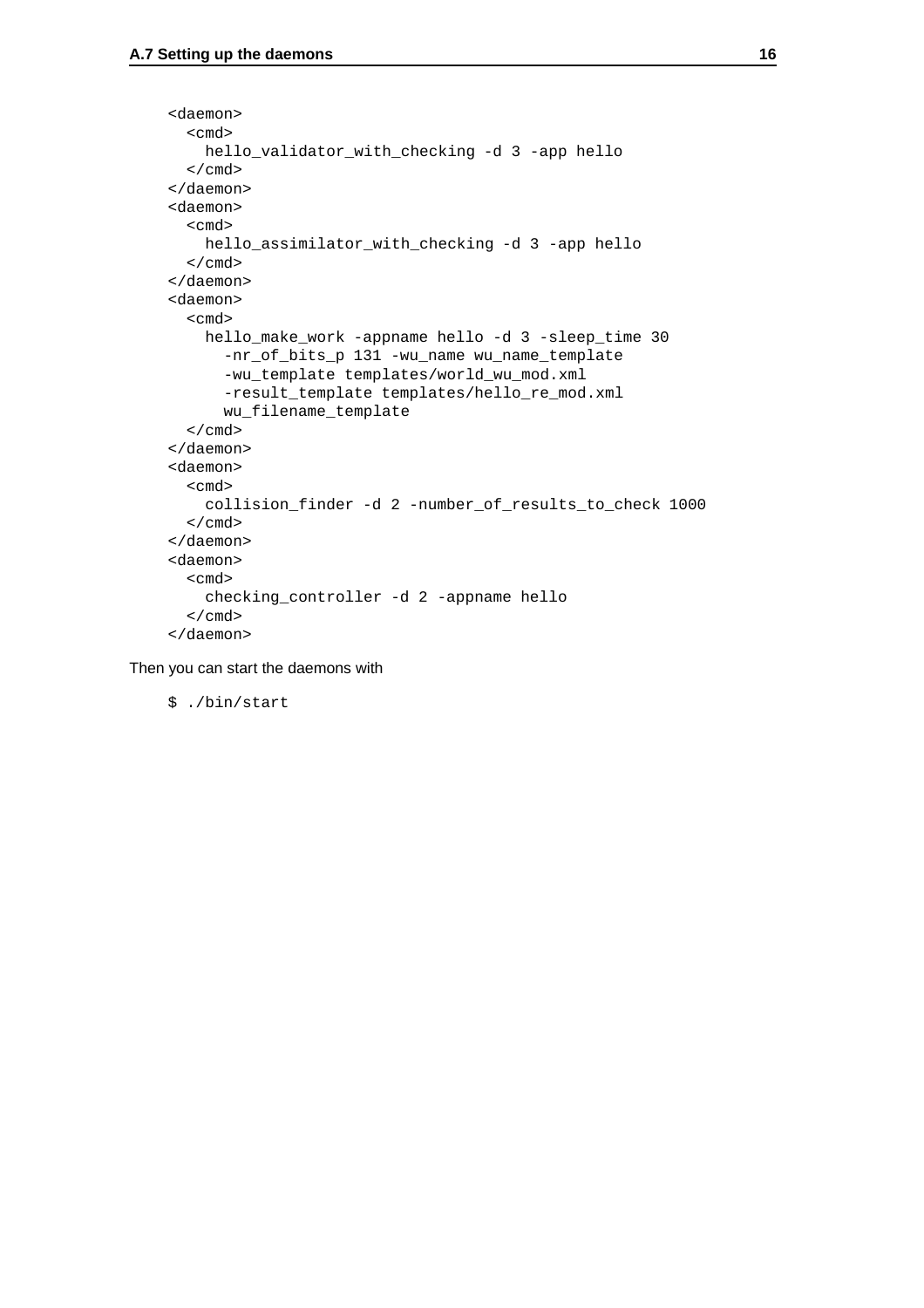```
<daemon>
  <cmd>
    hello_validator_with_checking -d 3 -app hello
  </cmd>
</daemon>
<daemon>
  <cmd>
    hello_assimilator_with_checking -d 3 -app hello
  </cmd>
</daemon>
<daemon>
  <cmd>
    hello_make_work -appname hello -d 3 -sleep_time 30
      -nr_of_bits_p 131 -wu_name wu_name_template
      -wu_template templates/world_wu_mod.xml
      -result_template templates/hello_re_mod.xml
      wu_filename_template
  </cmd>
</daemon>
<daemon>
  <cmd>
    collision_finder -d 2 -number_of_results_to_check 1000
  </cmd>
</daemon>
<daemon>
  <cmd>
    checking_controller -d 2 -appname hello
  </cmd>
</daemon>
```

Then you can start the daemons with

```
$ ./bin/start
```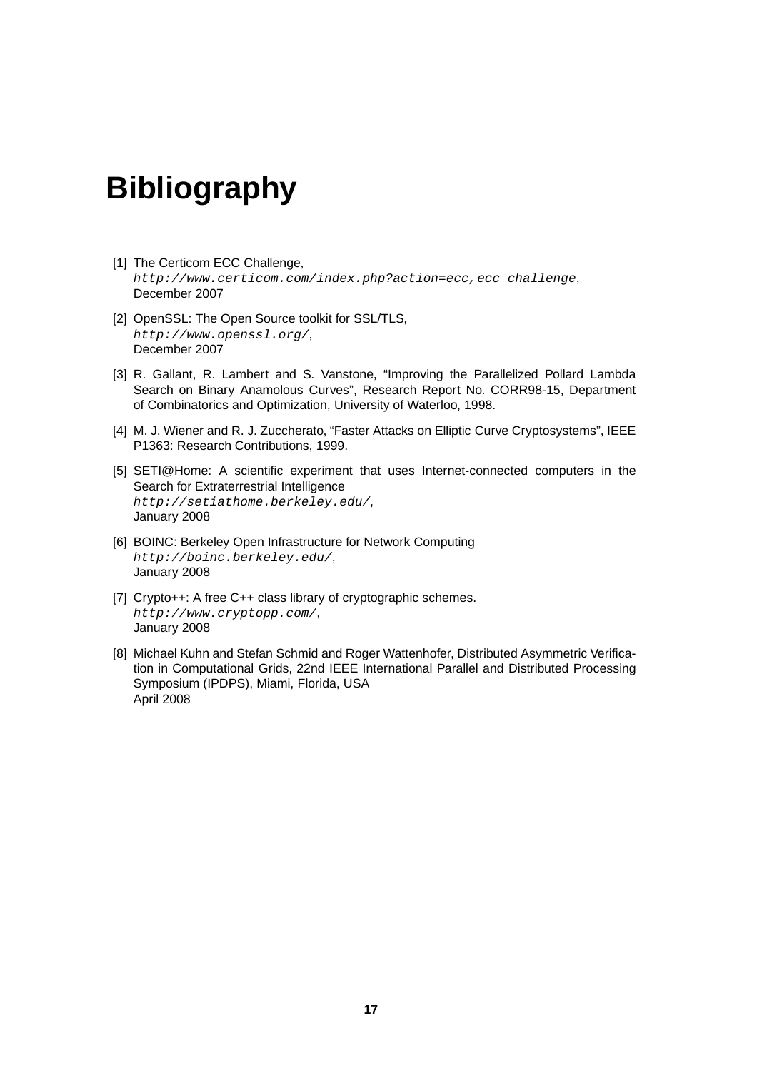# Bibliography

[1] The Certicom ECC Challenge,
*http://www.certicom.com/index.php?action=ecc,ecc_challenge*,
December 2007

[2] OpenSSL: The Open Source toolkit for SSL/TLS,
*http://www.openssl.org/*,
December 2007

[3] R. Gallant, R. Lambert and S. Vanstone, "Improving the Parallelized Pollard Lambda Search on Binary Anamolous Curves", Research Report No. CORR98-15, Department of Combinatorics and Optimization, University of Waterloo, 1998.

[4] M. J. Wiener and R. J. Zuccherato, "Faster Attacks on Elliptic Curve Cryptosystems", IEEE P1363: Research Contributions, 1999.

[5] SETI@Home: A scientific experiment that uses Internet-connected computers in the Search for Extraterrestrial Intelligence
*http://setiathome.berkeley.edu/*,
January 2008

[6] BOINC: Berkeley Open Infrastructure for Network Computing
*http://boinc.berkeley.edu/*,
January 2008

[7] Crypto++: A free C++ class library of cryptographic schemes.
*http://www.cryptopp.com/*,
January 2008

[8] Michael Kuhn and Stefan Schmid and Roger Wattenhofer, Distributed Asymmetric Verification in Computational Grids, 22nd IEEE International Parallel and Distributed Processing Symposium (IPDPS), Miami, Florida, USA
April 2008